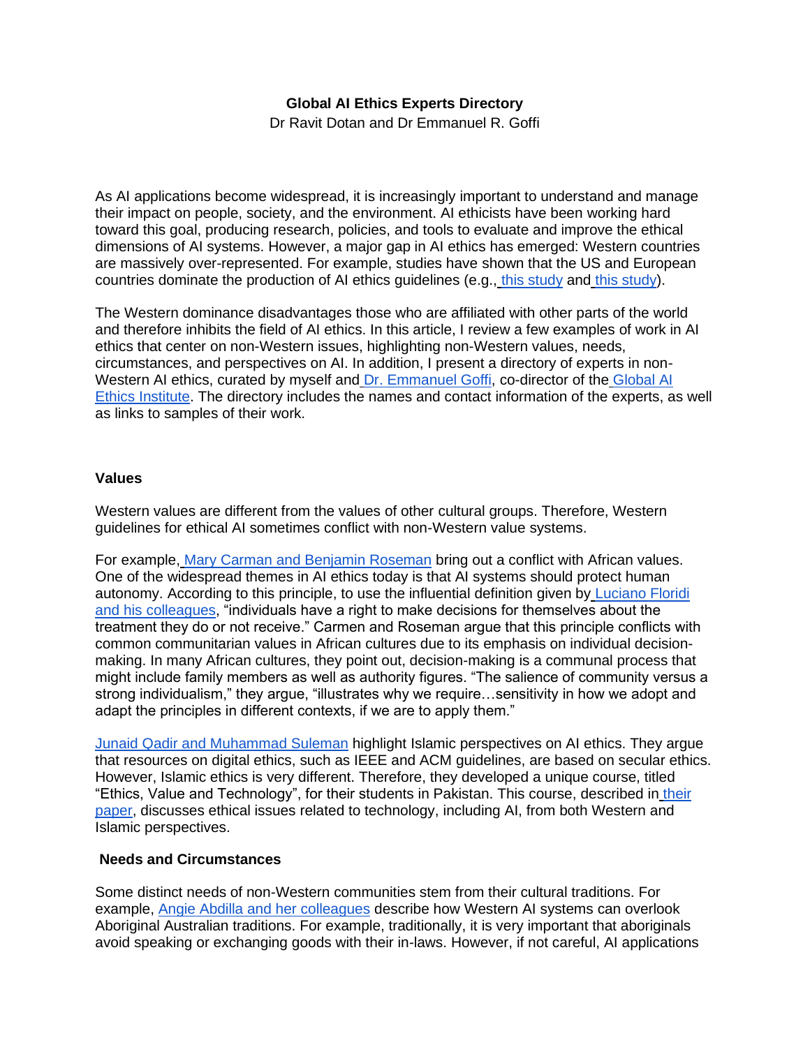# Global AI Ethics Experts Directory

Dr Ravit Dotan and Dr Emmanuel R. Goffi

As AI applications become widespread, it is increasingly important to understand and manage their impact on people, society, and the environment. AI ethicists have been working hard toward this goal, producing research, policies, and tools to evaluate and improve the ethical dimensions of AI systems. However, a major gap in AI ethics has emerged: Western countries are massively over-represented. For example, studies have shown that the US and European countries dominate the production of AI ethics guidelines (e.g., this study and this study).

The Western dominance disadvantages those who are affiliated with other parts of the world and therefore inhibits the field of AI ethics. In this article, I review a few examples of work in AI ethics that center on non-Western issues, highlighting non-Western values, needs, circumstances, and perspectives on AI. In addition, I present a directory of experts in non-Western AI ethics, curated by myself and Dr. Emmanuel Goffi, co-director of the Global AI Ethics Institute. The directory includes the names and contact information of the experts, as well as links to samples of their work.

## Values

Western values are different from the values of other cultural groups. Therefore, Western guidelines for ethical AI sometimes conflict with non-Western value systems.

For example, Mary Carman and Benjamin Roseman bring out a conflict with African values. One of the widespread themes in AI ethics today is that AI systems should protect human autonomy. According to this principle, to use the influential definition given by Luciano Floridi and his colleagues, "individuals have a right to make decisions for themselves about the treatment they do or not receive." Carmen and Roseman argue that this principle conflicts with common communitarian values in African cultures due to its emphasis on individual decision-making. In many African cultures, they point out, decision-making is a communal process that might include family members as well as authority figures. "The salience of community versus a strong individualism," they argue, "illustrates why we require…sensitivity in how we adopt and adapt the principles in different contexts, if we are to apply them."

Junaid Qadir and Muhammad Suleman highlight Islamic perspectives on AI ethics. They argue that resources on digital ethics, such as IEEE and ACM guidelines, are based on secular ethics. However, Islamic ethics is very different. Therefore, they developed a unique course, titled "Ethics, Value and Technology", for their students in Pakistan. This course, described in their paper, discusses ethical issues related to technology, including AI, from both Western and Islamic perspectives.

## Needs and Circumstances

Some distinct needs of non-Western communities stem from their cultural traditions. For example, Angie Abdilla and her colleagues describe how Western AI systems can overlook Aboriginal Australian traditions. For example, traditionally, it is very important that aboriginals avoid speaking or exchanging goods with their in-laws. However, if not careful, AI applications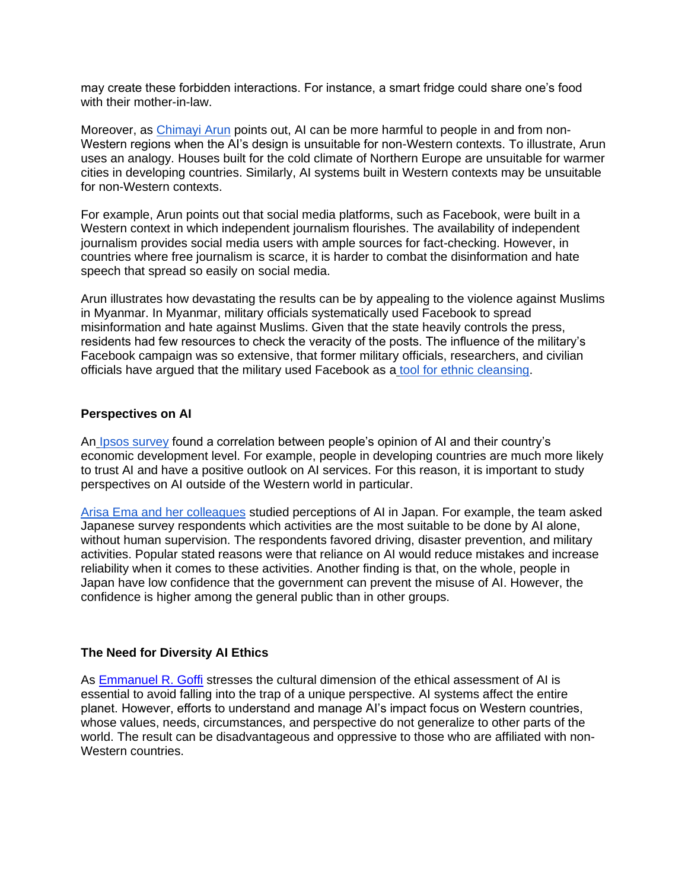may create these forbidden interactions. For instance, a smart fridge could share one's food with their mother-in-law.

Moreover, as Chimayi Arun points out, AI can be more harmful to people in and from non-Western regions when the AI's design is unsuitable for non-Western contexts. To illustrate, Arun uses an analogy. Houses built for the cold climate of Northern Europe are unsuitable for warmer cities in developing countries. Similarly, AI systems built in Western contexts may be unsuitable for non-Western contexts.

For example, Arun points out that social media platforms, such as Facebook, were built in a Western context in which independent journalism flourishes. The availability of independent journalism provides social media users with ample sources for fact-checking. However, in countries where free journalism is scarce, it is harder to combat the disinformation and hate speech that spread so easily on social media.

Arun illustrates how devastating the results can be by appealing to the violence against Muslims in Myanmar. In Myanmar, military officials systematically used Facebook to spread misinformation and hate against Muslims. Given that the state heavily controls the press, residents had few resources to check the veracity of the posts. The influence of the military's Facebook campaign was so extensive, that former military officials, researchers, and civilian officials have argued that the military used Facebook as a tool for ethnic cleansing.

### Perspectives on AI

An Ipsos survey found a correlation between people's opinion of AI and their country's economic development level. For example, people in developing countries are much more likely to trust AI and have a positive outlook on AI services. For this reason, it is important to study perspectives on AI outside of the Western world in particular.

Arisa Ema and her colleagues studied perceptions of AI in Japan. For example, the team asked Japanese survey respondents which activities are the most suitable to be done by AI alone, without human supervision. The respondents favored driving, disaster prevention, and military activities. Popular stated reasons were that reliance on AI would reduce mistakes and increase reliability when it comes to these activities. Another finding is that, on the whole, people in Japan have low confidence that the government can prevent the misuse of AI. However, the confidence is higher among the general public than in other groups.

### The Need for Diversity AI Ethics

As Emmanuel R. Goffi stresses the cultural dimension of the ethical assessment of AI is essential to avoid falling into the trap of a unique perspective. AI systems affect the entire planet. However, efforts to understand and manage AI's impact focus on Western countries, whose values, needs, circumstances, and perspective do not generalize to other parts of the world. The result can be disadvantageous and oppressive to those who are affiliated with non-Western countries.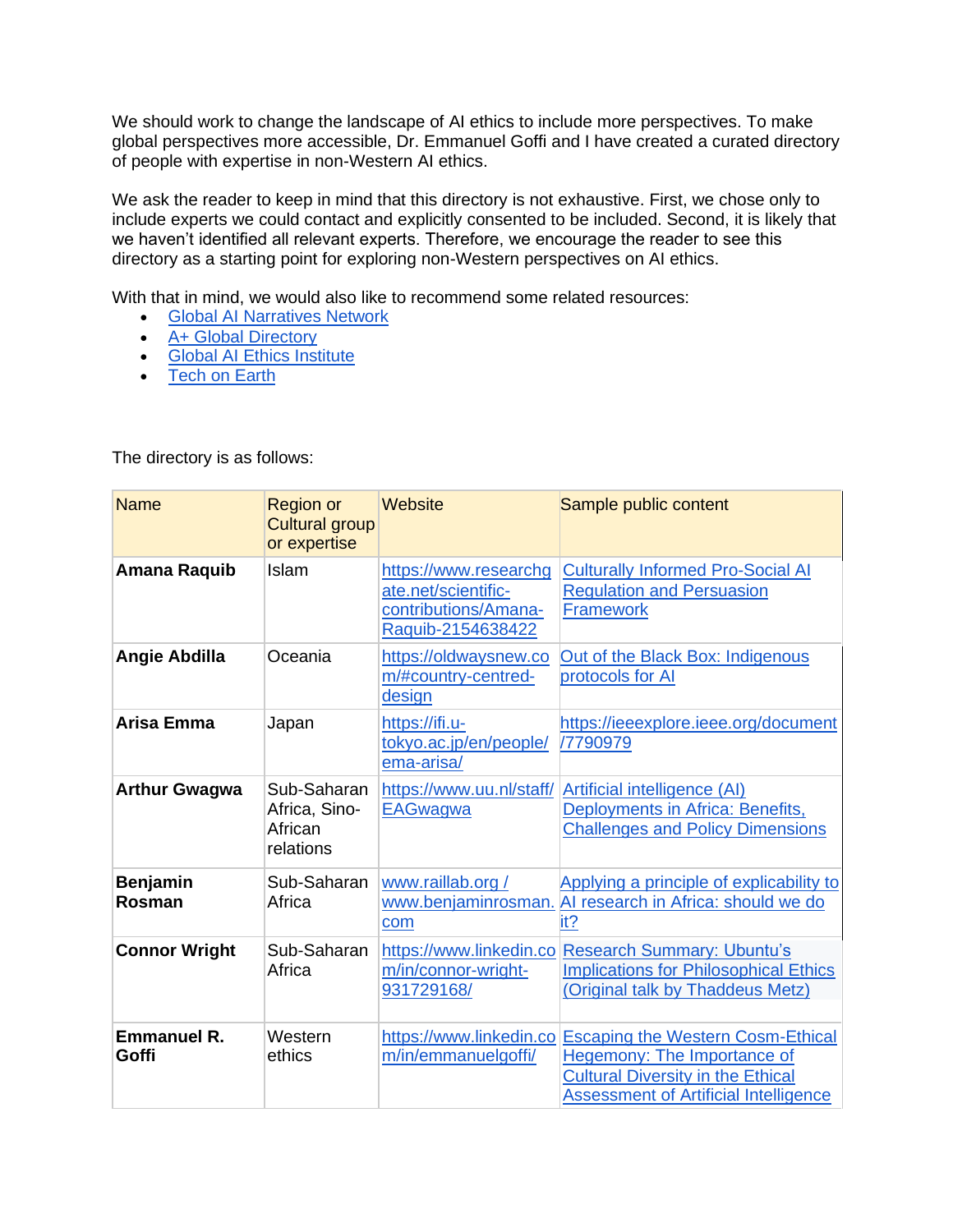We should work to change the landscape of AI ethics to include more perspectives. To make global perspectives more accessible, Dr. Emmanuel Goffi and I have created a curated directory of people with expertise in non-Western AI ethics.

We ask the reader to keep in mind that this directory is not exhaustive. First, we chose only to include experts we could contact and explicitly consented to be included. Second, it is likely that we haven't identified all relevant experts. Therefore, we encourage the reader to see this directory as a starting point for exploring non-Western perspectives on AI ethics.

With that in mind, we would also like to recommend some related resources:

- Global AI Narratives Network
- A+ Global Directory
- Global AI Ethics Institute
- Tech on Earth

The directory is as follows:

| Name | Region or Cultural group or expertise | Website | Sample public content |
|---|---|---|---|
| **Amana Raquib** | Islam | https://www.researchgate.net/scientific-contributions/Amana-Raquib-2154638422 | Culturally Informed Pro-Social AI Regulation and Persuasion Framework |
| **Angie Abdilla** | Oceania | https://oldwaysnew.com/#country-centred-design | Out of the Black Box: Indigenous protocols for AI |
| **Arisa Emma** | Japan | https://ifi.u-tokyo.ac.jp/en/people/ema-arisa/ | https://ieeexplore.ieee.org/document/7790979 |
| **Arthur Gwagwa** | Sub-Saharan Africa, Sino-African relations | https://www.uu.nl/staff/EAGwagwa | Artificial intelligence (AI) Deployments in Africa: Benefits, Challenges and Policy Dimensions |
| **Benjamin Rosman** | Sub-Saharan Africa | www.raillab.org / www.benjaminrosman.com | Applying a principle of explicability to AI research in Africa: should we do it? |
| **Connor Wright** | Sub-Saharan Africa | https://www.linkedin.com/in/connor-wright-931729168/ | Research Summary: Ubuntu's Implications for Philosophical Ethics (Original talk by Thaddeus Metz) |
| **Emmanuel R. Goffi** | Western ethics | https://www.linkedin.com/in/emmanuelgoffi/ | Escaping the Western Cosm-Ethical Hegemony: The Importance of Cultural Diversity in the Ethical Assessment of Artificial Intelligence |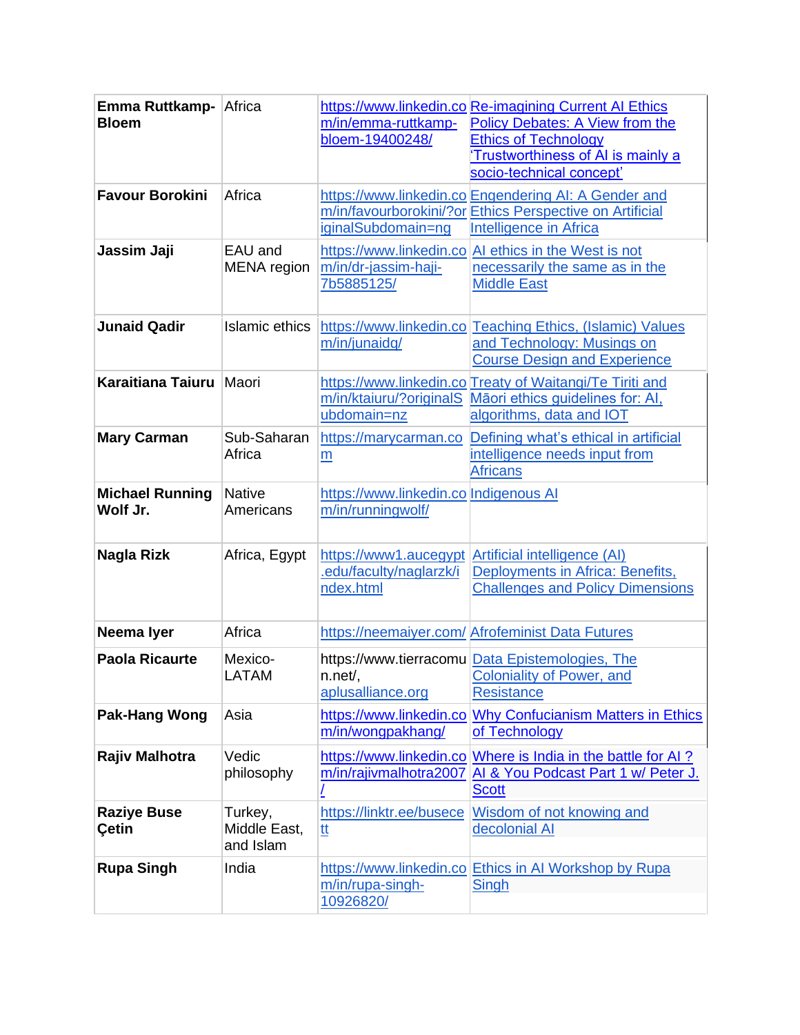| | | | |
|---|---|---|---|
| **Emma Ruttkamp-Bloem** | Africa | https://www.linkedin.com/in/emma-ruttkamp-bloem-19400248/ | Re-imagining Current AI Ethics Policy Debates: A View from the Ethics of Technology 'Trustworthiness of AI is mainly a socio-technical concept' |
| **Favour Borokini** | Africa | https://www.linkedin.com/in/favourborokini/?originalSubdomain=ng | Engendering AI: A Gender and Ethics Perspective on Artificial Intelligence in Africa |
| **Jassim Jaji** | EAU and MENA region | https://www.linkedin.com/in/dr-jassim-haji-7b5885125/ | AI ethics in the West is not necessarily the same as in the Middle East |
| **Junaid Qadir** | Islamic ethics | https://www.linkedin.com/in/junaidq/ | Teaching Ethics, (Islamic) Values and Technology: Musings on Course Design and Experience |
| **Karaitiana Taiuru** | Maori | https://www.linkedin.com/in/ktaiuru/?originalSubdomain=nz | Treaty of Waitangi/Te Tiriti and Māori ethics guidelines for: AI, algorithms, data and IOT |
| **Mary Carman** | Sub-Saharan Africa | https://marycarman.com | Defining what's ethical in artificial intelligence needs input from Africans |
| **Michael Running Wolf Jr.** | Native Americans | https://www.linkedin.com/in/runningwolf/ | Indigenous AI |
| **Nagla Rizk** | Africa, Egypt | https://www1.aucegypt.edu/faculty/naglarzk/index.html | Artificial intelligence (AI) Deployments in Africa: Benefits, Challenges and Policy Dimensions |
| **Neema Iyer** | Africa | https://neemaiyer.com/ | Afrofeminist Data Futures |
| **Paola Ricaurte** | Mexico-LATAM | https://www.tierracomun.net/, aplusalliance.org | Data Epistemologies, The Coloniality of Power, and Resistance |
| **Pak-Hang Wong** | Asia | https://www.linkedin.com/in/wongpakhang/ | Why Confucianism Matters in Ethics of Technology |
| **Rajiv Malhotra** | Vedic philosophy | https://www.linkedin.com/in/rajivmalhotra2007/ | Where is India in the battle for AI ? AI & You Podcast Part 1 w/ Peter J. Scott |
| **Raziye Buse Çetin** | Turkey, Middle East, and Islam | https://linktr.ee/busecett | Wisdom of not knowing and decolonial AI |
| **Rupa Singh** | India | https://www.linkedin.com/in/rupa-singh-10926820/ | Ethics in AI Workshop by Rupa Singh |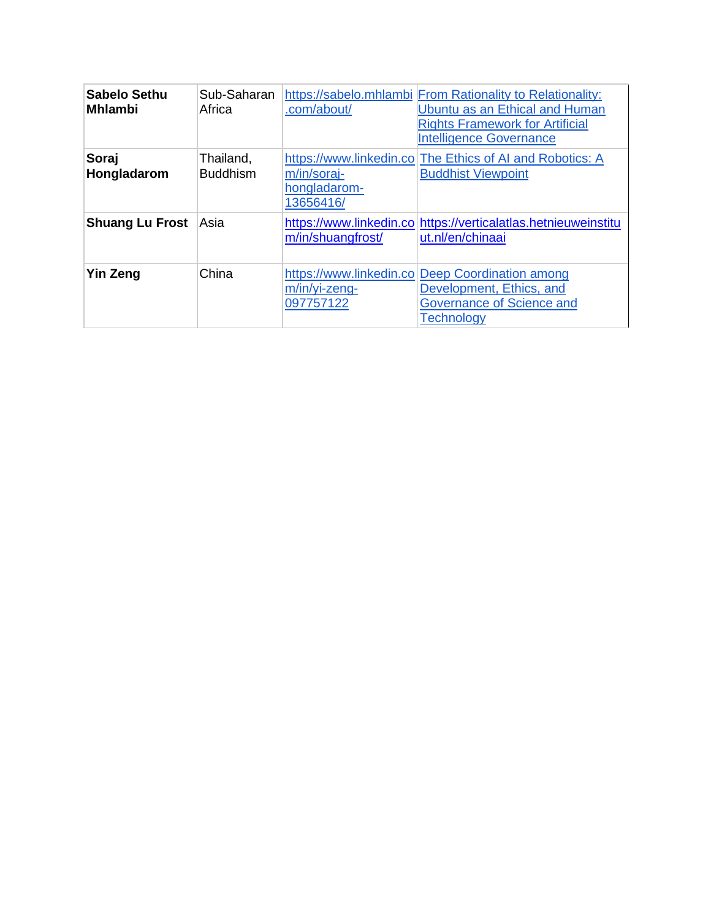| | | | |
|---|---|---|---|
| **Sabelo Sethu Mhlambi** | Sub-Saharan Africa | https://sabelo.mhlambi.com/about/ | From Rationality to Relationality: Ubuntu as an Ethical and Human Rights Framework for Artificial Intelligence Governance |
| **Soraj Hongladarom** | Thailand, Buddhism | https://www.linkedin.com/in/soraj-hongladarom-13656416/ | The Ethics of AI and Robotics: A Buddhist Viewpoint |
| **Shuang Lu Frost** | Asia | https://www.linkedin.com/in/shuangfrost/ | https://verticalatlas.hetnieuweinstituut.nl/en/chinaai |
| **Yin Zeng** | China | https://www.linkedin.com/in/yi-zeng-097757122 | Deep Coordination among Development, Ethics, and Governance of Science and Technology |